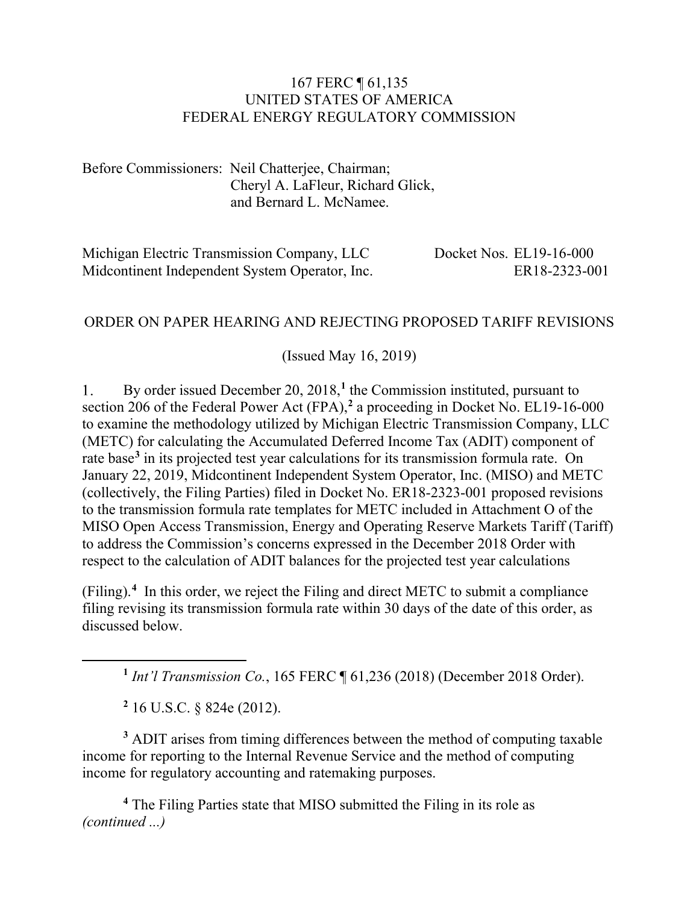167 FERC ¶ 61,135
UNITED STATES OF AMERICA
FEDERAL ENERGY REGULATORY COMMISSION

Before Commissioners: Neil Chatterjee, Chairman;
Cheryl A. LaFleur, Richard Glick,
and Bernard L. McNamee.

| | |
|---|---|
| Michigan Electric Transmission Company, LLC | Docket Nos. EL19-16-000 |
| Midcontinent Independent System Operator, Inc. | ER18-2323-001 |

ORDER ON PAPER HEARING AND REJECTING PROPOSED TARIFF REVISIONS

(Issued May 16, 2019)

1. By order issued December 20, 2018,[1] the Commission instituted, pursuant to section 206 of the Federal Power Act (FPA),[2] a proceeding in Docket No. EL19-16-000 to examine the methodology utilized by Michigan Electric Transmission Company, LLC (METC) for calculating the Accumulated Deferred Income Tax (ADIT) component of rate base[3] in its projected test year calculations for its transmission formula rate. On January 22, 2019, Midcontinent Independent System Operator, Inc. (MISO) and METC (collectively, the Filing Parties) filed in Docket No. ER18-2323-001 proposed revisions to the transmission formula rate templates for METC included in Attachment O of the MISO Open Access Transmission, Energy and Operating Reserve Markets Tariff (Tariff) to address the Commission's concerns expressed in the December 2018 Order with respect to the calculation of ADIT balances for the projected test year calculations

(Filing).[4] In this order, we reject the Filing and direct METC to submit a compliance filing revising its transmission formula rate within 30 days of the date of this order, as discussed below.

[1] *Int'l Transmission Co.*, 165 FERC ¶ 61,236 (2018) (December 2018 Order).

[2] 16 U.S.C. § 824e (2012).

[3] ADIT arises from timing differences between the method of computing taxable income for reporting to the Internal Revenue Service and the method of computing income for regulatory accounting and ratemaking purposes.

[4] The Filing Parties state that MISO submitted the Filing in its role as *(continued ...)*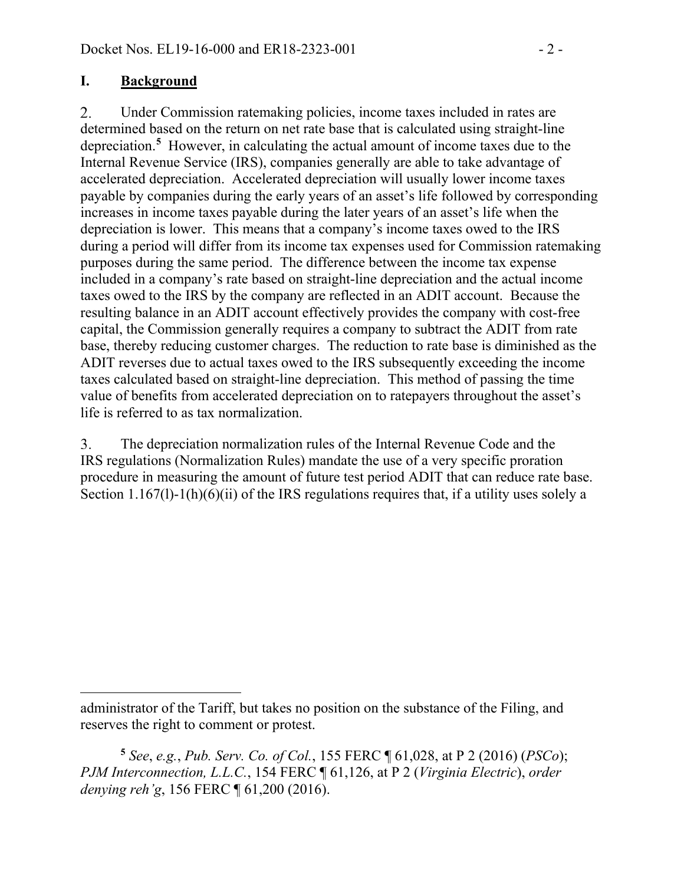## I. Background

2. Under Commission ratemaking policies, income taxes included in rates are determined based on the return on net rate base that is calculated using straight-line depreciation.[5] However, in calculating the actual amount of income taxes due to the Internal Revenue Service (IRS), companies generally are able to take advantage of accelerated depreciation. Accelerated depreciation will usually lower income taxes payable by companies during the early years of an asset's life followed by corresponding increases in income taxes payable during the later years of an asset's life when the depreciation is lower. This means that a company's income taxes owed to the IRS during a period will differ from its income tax expenses used for Commission ratemaking purposes during the same period. The difference between the income tax expense included in a company's rate based on straight-line depreciation and the actual income taxes owed to the IRS by the company are reflected in an ADIT account. Because the resulting balance in an ADIT account effectively provides the company with cost-free capital, the Commission generally requires a company to subtract the ADIT from rate base, thereby reducing customer charges. The reduction to rate base is diminished as the ADIT reverses due to actual taxes owed to the IRS subsequently exceeding the income taxes calculated based on straight-line depreciation. This method of passing the time value of benefits from accelerated depreciation on to ratepayers throughout the asset's life is referred to as tax normalization.

3. The depreciation normalization rules of the Internal Revenue Code and the IRS regulations (Normalization Rules) mandate the use of a very specific proration procedure in measuring the amount of future test period ADIT that can reduce rate base. Section 1.167(l)-1(h)(6)(ii) of the IRS regulations requires that, if a utility uses solely a

---

administrator of the Tariff, but takes no position on the substance of the Filing, and reserves the right to comment or protest.

[5] *See*, *e.g.*, *Pub. Serv. Co. of Col.*, 155 FERC ¶ 61,028, at P 2 (2016) (*PSCo*); *PJM Interconnection, L.L.C.*, 154 FERC ¶ 61,126, at P 2 (*Virginia Electric*), *order denying reh'g*, 156 FERC ¶ 61,200 (2016).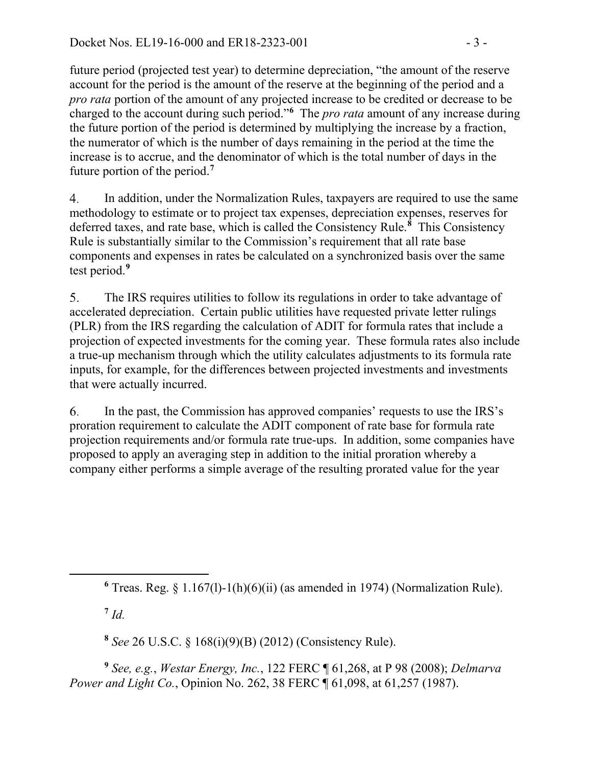future period (projected test year) to determine depreciation, "the amount of the reserve account for the period is the amount of the reserve at the beginning of the period and a *pro rata* portion of the amount of any projected increase to be credited or decrease to be charged to the account during such period."[6] The *pro rata* amount of any increase during the future portion of the period is determined by multiplying the increase by a fraction, the numerator of which is the number of days remaining in the period at the time the increase is to accrue, and the denominator of which is the total number of days in the future portion of the period.[7]

4. In addition, under the Normalization Rules, taxpayers are required to use the same methodology to estimate or to project tax expenses, depreciation expenses, reserves for deferred taxes, and rate base, which is called the Consistency Rule.[8] This Consistency Rule is substantially similar to the Commission's requirement that all rate base components and expenses in rates be calculated on a synchronized basis over the same test period.[9]

5. The IRS requires utilities to follow its regulations in order to take advantage of accelerated depreciation. Certain public utilities have requested private letter rulings (PLR) from the IRS regarding the calculation of ADIT for formula rates that include a projection of expected investments for the coming year. These formula rates also include a true-up mechanism through which the utility calculates adjustments to its formula rate inputs, for example, for the differences between projected investments and investments that were actually incurred.

6. In the past, the Commission has approved companies' requests to use the IRS's proration requirement to calculate the ADIT component of rate base for formula rate projection requirements and/or formula rate true-ups. In addition, some companies have proposed to apply an averaging step in addition to the initial proration whereby a company either performs a simple average of the resulting prorated value for the year

---

[6] Treas. Reg. § 1.167(l)-1(h)(6)(ii) (as amended in 1974) (Normalization Rule).

[7] *Id.*

[8] *See* 26 U.S.C. § 168(i)(9)(B) (2012) (Consistency Rule).

[9] *See, e.g.*, *Westar Energy, Inc.*, 122 FERC ¶ 61,268, at P 98 (2008); *Delmarva Power and Light Co.*, Opinion No. 262, 38 FERC ¶ 61,098, at 61,257 (1987).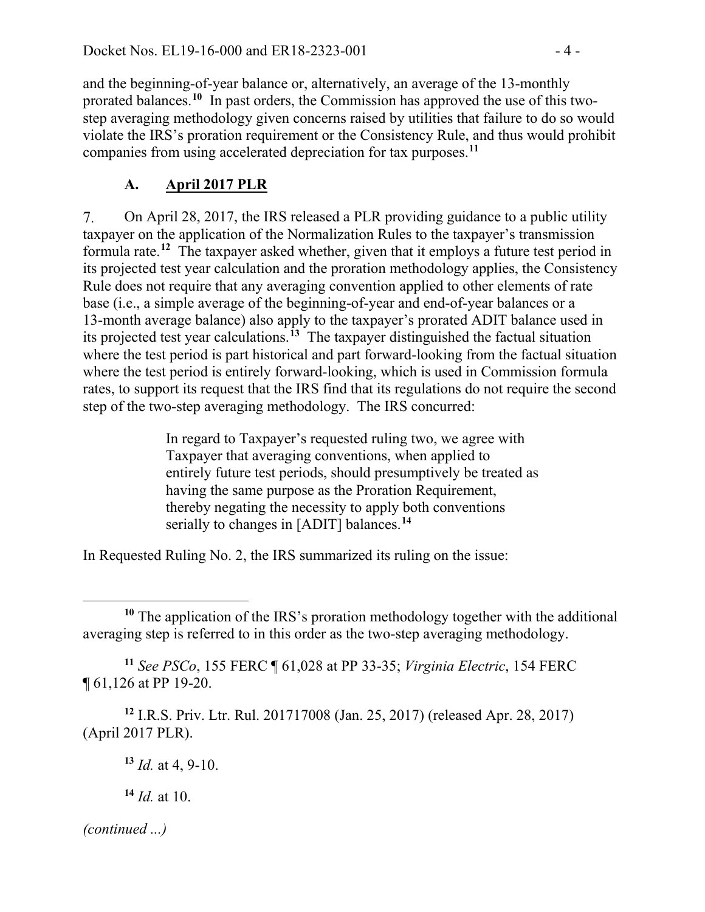and the beginning-of-year balance or, alternatively, an average of the 13-monthly prorated balances.[10] In past orders, the Commission has approved the use of this two-step averaging methodology given concerns raised by utilities that failure to do so would violate the IRS's proration requirement or the Consistency Rule, and thus would prohibit companies from using accelerated depreciation for tax purposes.[11]

## A. April 2017 PLR

7. On April 28, 2017, the IRS released a PLR providing guidance to a public utility taxpayer on the application of the Normalization Rules to the taxpayer's transmission formula rate.[12] The taxpayer asked whether, given that it employs a future test period in its projected test year calculation and the proration methodology applies, the Consistency Rule does not require that any averaging convention applied to other elements of rate base (i.e., a simple average of the beginning-of-year and end-of-year balances or a 13-month average balance) also apply to the taxpayer's prorated ADIT balance used in its projected test year calculations.[13] The taxpayer distinguished the factual situation where the test period is part historical and part forward-looking from the factual situation where the test period is entirely forward-looking, which is used in Commission formula rates, to support its request that the IRS find that its regulations do not require the second step of the two-step averaging methodology. The IRS concurred:

> In regard to Taxpayer's requested ruling two, we agree with Taxpayer that averaging conventions, when applied to entirely future test periods, should presumptively be treated as having the same purpose as the Proration Requirement, thereby negating the necessity to apply both conventions serially to changes in [ADIT] balances.[14]

In Requested Ruling No. 2, the IRS summarized its ruling on the issue:

---

[10] The application of the IRS's proration methodology together with the additional averaging step is referred to in this order as the two-step averaging methodology.

[11] *See PSCo*, 155 FERC ¶ 61,028 at PP 33-35; *Virginia Electric*, 154 FERC ¶ 61,126 at PP 19-20.

[12] I.R.S. Priv. Ltr. Rul. 201717008 (Jan. 25, 2017) (released Apr. 28, 2017) (April 2017 PLR).

[13] *Id.* at 4, 9-10.

[14] *Id.* at 10.

*(continued ...)*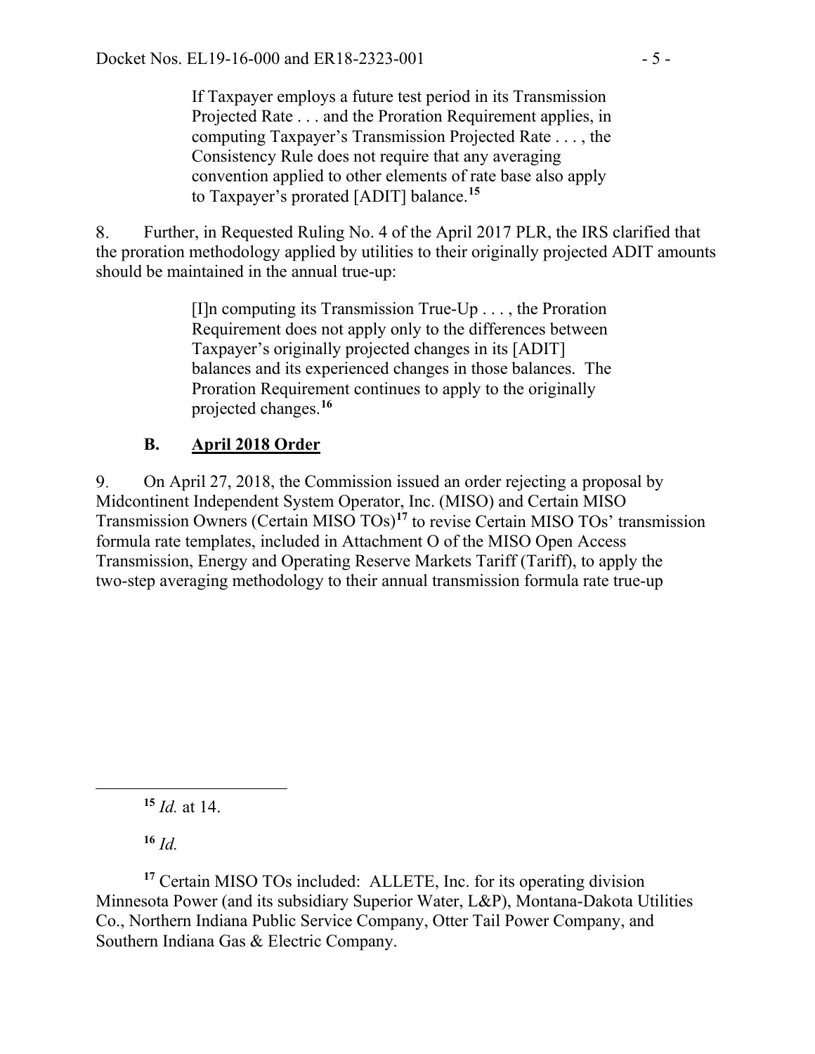> If Taxpayer employs a future test period in its Transmission Projected Rate . . . and the Proration Requirement applies, in computing Taxpayer's Transmission Projected Rate . . . , the Consistency Rule does not require that any averaging convention applied to other elements of rate base also apply to Taxpayer's prorated [ADIT] balance.[15]

8. Further, in Requested Ruling No. 4 of the April 2017 PLR, the IRS clarified that the proration methodology applied by utilities to their originally projected ADIT amounts should be maintained in the annual true-up:

> [I]n computing its Transmission True-Up . . . , the Proration Requirement does not apply only to the differences between Taxpayer's originally projected changes in its [ADIT] balances and its experienced changes in those balances. The Proration Requirement continues to apply to the originally projected changes.[16]

### B. April 2018 Order

9. On April 27, 2018, the Commission issued an order rejecting a proposal by Midcontinent Independent System Operator, Inc. (MISO) and Certain MISO Transmission Owners (Certain MISO TOs)[17] to revise Certain MISO TOs' transmission formula rate templates, included in Attachment O of the MISO Open Access Transmission, Energy and Operating Reserve Markets Tariff (Tariff), to apply the two-step averaging methodology to their annual transmission formula rate true-up

---

[15] *Id.* at 14.

[16] *Id.*

[17] Certain MISO TOs included: ALLETE, Inc. for its operating division Minnesota Power (and its subsidiary Superior Water, L&P), Montana-Dakota Utilities Co., Northern Indiana Public Service Company, Otter Tail Power Company, and Southern Indiana Gas & Electric Company.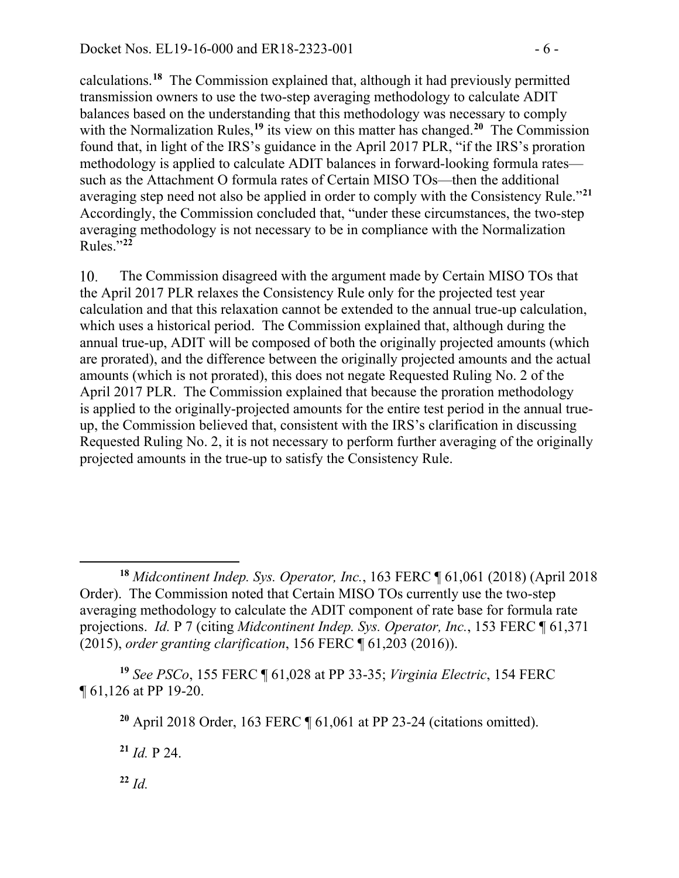calculations.[18] The Commission explained that, although it had previously permitted transmission owners to use the two-step averaging methodology to calculate ADIT balances based on the understanding that this methodology was necessary to comply with the Normalization Rules,[19] its view on this matter has changed.[20] The Commission found that, in light of the IRS's guidance in the April 2017 PLR, "if the IRS's proration methodology is applied to calculate ADIT balances in forward-looking formula rates—such as the Attachment O formula rates of Certain MISO TOs—then the additional averaging step need not also be applied in order to comply with the Consistency Rule."[21] Accordingly, the Commission concluded that, "under these circumstances, the two-step averaging methodology is not necessary to be in compliance with the Normalization Rules."[22]

10. The Commission disagreed with the argument made by Certain MISO TOs that the April 2017 PLR relaxes the Consistency Rule only for the projected test year calculation and that this relaxation cannot be extended to the annual true-up calculation, which uses a historical period. The Commission explained that, although during the annual true-up, ADIT will be composed of both the originally projected amounts (which are prorated), and the difference between the originally projected amounts and the actual amounts (which is not prorated), this does not negate Requested Ruling No. 2 of the April 2017 PLR. The Commission explained that because the proration methodology is applied to the originally-projected amounts for the entire test period in the annual true-up, the Commission believed that, consistent with the IRS's clarification in discussing Requested Ruling No. 2, it is not necessary to perform further averaging of the originally projected amounts in the true-up to satisfy the Consistency Rule.

---

[18] *Midcontinent Indep. Sys. Operator, Inc.*, 163 FERC ¶ 61,061 (2018) (April 2018 Order). The Commission noted that Certain MISO TOs currently use the two-step averaging methodology to calculate the ADIT component of rate base for formula rate projections. *Id.* P 7 (citing *Midcontinent Indep. Sys. Operator, Inc.*, 153 FERC ¶ 61,371 (2015), *order granting clarification*, 156 FERC ¶ 61,203 (2016)).

[19] *See PSCo*, 155 FERC ¶ 61,028 at PP 33-35; *Virginia Electric*, 154 FERC ¶ 61,126 at PP 19-20.

[20] April 2018 Order, 163 FERC ¶ 61,061 at PP 23-24 (citations omitted).

[21] *Id.* P 24.

[22] *Id.*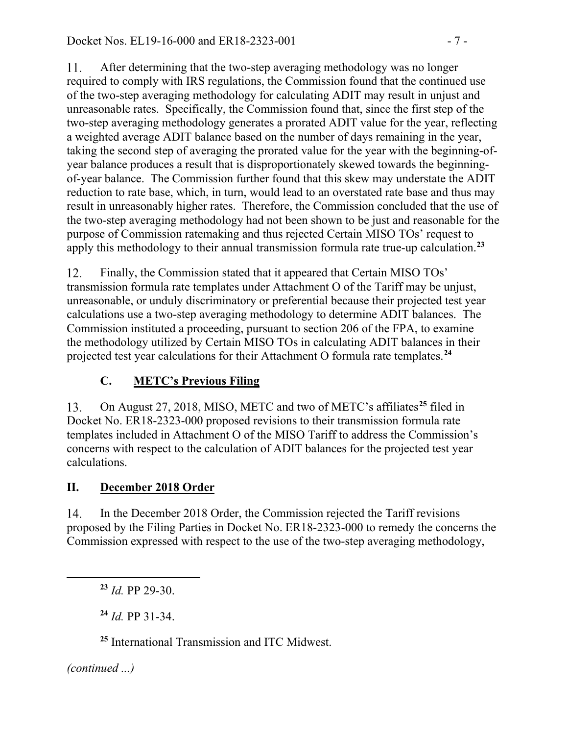11. After determining that the two-step averaging methodology was no longer required to comply with IRS regulations, the Commission found that the continued use of the two-step averaging methodology for calculating ADIT may result in unjust and unreasonable rates. Specifically, the Commission found that, since the first step of the two-step averaging methodology generates a prorated ADIT value for the year, reflecting a weighted average ADIT balance based on the number of days remaining in the year, taking the second step of averaging the prorated value for the year with the beginning-of-year balance produces a result that is disproportionately skewed towards the beginning-of-year balance. The Commission further found that this skew may understate the ADIT reduction to rate base, which, in turn, would lead to an overstated rate base and thus may result in unreasonably higher rates. Therefore, the Commission concluded that the use of the two-step averaging methodology had not been shown to be just and reasonable for the purpose of Commission ratemaking and thus rejected Certain MISO TOs' request to apply this methodology to their annual transmission formula rate true-up calculation.[23]

12. Finally, the Commission stated that it appeared that Certain MISO TOs' transmission formula rate templates under Attachment O of the Tariff may be unjust, unreasonable, or unduly discriminatory or preferential because their projected test year calculations use a two-step averaging methodology to determine ADIT balances. The Commission instituted a proceeding, pursuant to section 206 of the FPA, to examine the methodology utilized by Certain MISO TOs in calculating ADIT balances in their projected test year calculations for their Attachment O formula rate templates.[24]

### C. METC's Previous Filing

13. On August 27, 2018, MISO, METC and two of METC's affiliates[25] filed in Docket No. ER18-2323-000 proposed revisions to their transmission formula rate templates included in Attachment O of the MISO Tariff to address the Commission's concerns with respect to the calculation of ADIT balances for the projected test year calculations.

## II. December 2018 Order

14. In the December 2018 Order, the Commission rejected the Tariff revisions proposed by the Filing Parties in Docket No. ER18-2323-000 to remedy the concerns the Commission expressed with respect to the use of the two-step averaging methodology,

---

[23] *Id.* PP 29-30.

[24] *Id.* PP 31-34.

[25] International Transmission and ITC Midwest.

*(continued ...)*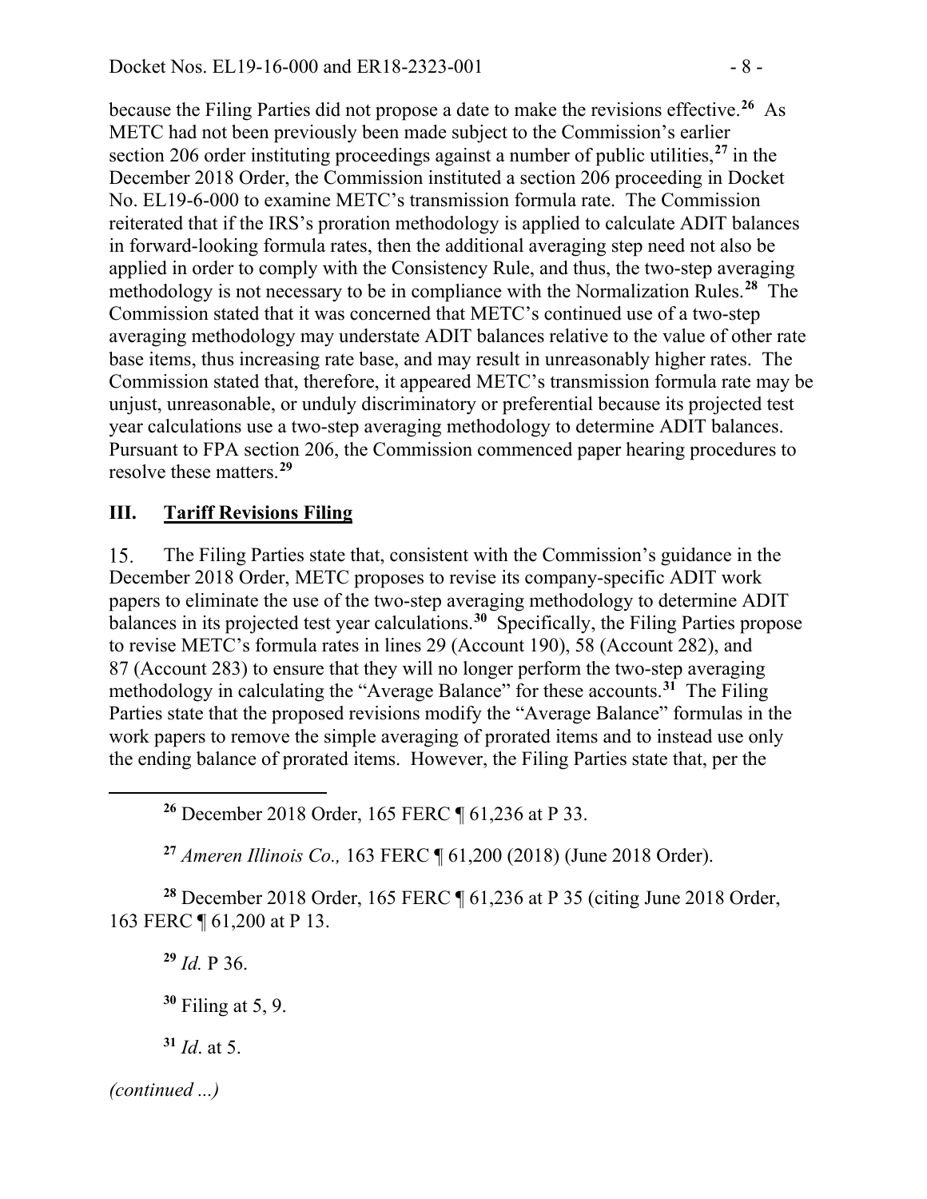because the Filing Parties did not propose a date to make the revisions effective.[26] As METC had not been previously been made subject to the Commission's earlier section 206 order instituting proceedings against a number of public utilities,[27] in the December 2018 Order, the Commission instituted a section 206 proceeding in Docket No. EL19-6-000 to examine METC's transmission formula rate. The Commission reiterated that if the IRS's proration methodology is applied to calculate ADIT balances in forward-looking formula rates, then the additional averaging step need not also be applied in order to comply with the Consistency Rule, and thus, the two-step averaging methodology is not necessary to be in compliance with the Normalization Rules.[28] The Commission stated that it was concerned that METC's continued use of a two-step averaging methodology may understate ADIT balances relative to the value of other rate base items, thus increasing rate base, and may result in unreasonably higher rates. The Commission stated that, therefore, it appeared METC's transmission formula rate may be unjust, unreasonable, or unduly discriminatory or preferential because its projected test year calculations use a two-step averaging methodology to determine ADIT balances. Pursuant to FPA section 206, the Commission commenced paper hearing procedures to resolve these matters.[29]

## III. Tariff Revisions Filing

15. The Filing Parties state that, consistent with the Commission's guidance in the December 2018 Order, METC proposes to revise its company-specific ADIT work papers to eliminate the use of the two-step averaging methodology to determine ADIT balances in its projected test year calculations.[30] Specifically, the Filing Parties propose to revise METC's formula rates in lines 29 (Account 190), 58 (Account 282), and 87 (Account 283) to ensure that they will no longer perform the two-step averaging methodology in calculating the "Average Balance" for these accounts.[31] The Filing Parties state that the proposed revisions modify the "Average Balance" formulas in the work papers to remove the simple averaging of prorated items and to instead use only the ending balance of prorated items. However, the Filing Parties state that, per the

---

[26] December 2018 Order, 165 FERC ¶ 61,236 at P 33.

[27] *Ameren Illinois Co.,* 163 FERC ¶ 61,200 (2018) (June 2018 Order).

[28] December 2018 Order, 165 FERC ¶ 61,236 at P 35 (citing June 2018 Order, 163 FERC ¶ 61,200 at P 13.

[29] *Id.* P 36.

[30] Filing at 5, 9.

[31] *Id*. at 5.

*(continued ...)*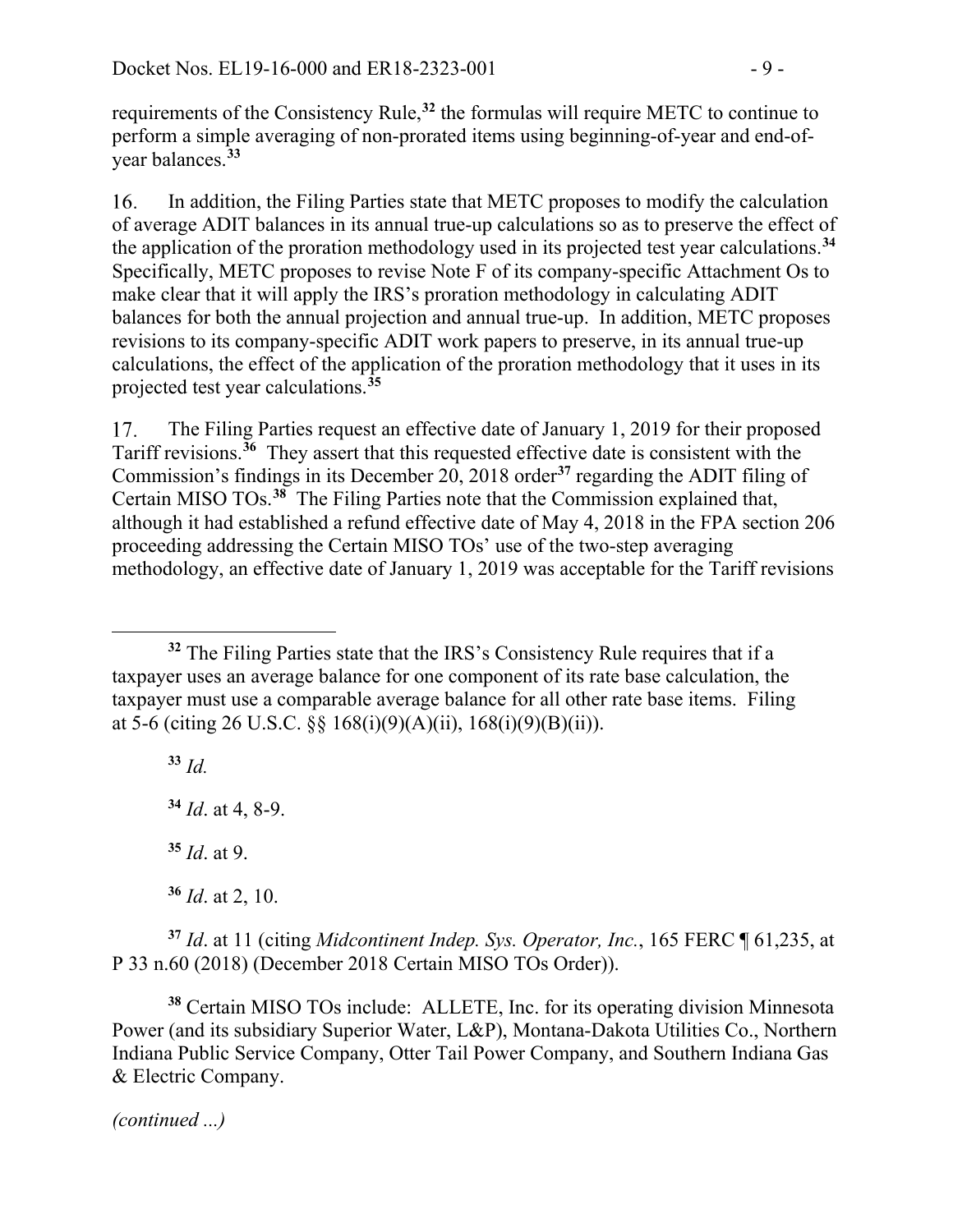requirements of the Consistency Rule,[32] the formulas will require METC to continue to perform a simple averaging of non-prorated items using beginning-of-year and end-of-year balances.[33]

16. In addition, the Filing Parties state that METC proposes to modify the calculation of average ADIT balances in its annual true-up calculations so as to preserve the effect of the application of the proration methodology used in its projected test year calculations.[34] Specifically, METC proposes to revise Note F of its company-specific Attachment Os to make clear that it will apply the IRS's proration methodology in calculating ADIT balances for both the annual projection and annual true-up. In addition, METC proposes revisions to its company-specific ADIT work papers to preserve, in its annual true-up calculations, the effect of the application of the proration methodology that it uses in its projected test year calculations.[35]

17. The Filing Parties request an effective date of January 1, 2019 for their proposed Tariff revisions.[36] They assert that this requested effective date is consistent with the Commission's findings in its December 20, 2018 order[37] regarding the ADIT filing of Certain MISO TOs.[38] The Filing Parties note that the Commission explained that, although it had established a refund effective date of May 4, 2018 in the FPA section 206 proceeding addressing the Certain MISO TOs' use of the two-step averaging methodology, an effective date of January 1, 2019 was acceptable for the Tariff revisions

---

[32] The Filing Parties state that the IRS's Consistency Rule requires that if a taxpayer uses an average balance for one component of its rate base calculation, the taxpayer must use a comparable average balance for all other rate base items. Filing at 5-6 (citing 26 U.S.C. §§ 168(i)(9)(A)(ii), 168(i)(9)(B)(ii)).

[33] *Id.*

[34] *Id*. at 4, 8-9.

[35] *Id*. at 9.

[36] *Id*. at 2, 10.

[37] *Id*. at 11 (citing *Midcontinent Indep. Sys. Operator, Inc.*, 165 FERC ¶ 61,235, at P 33 n.60 (2018) (December 2018 Certain MISO TOs Order)).

[38] Certain MISO TOs include: ALLETE, Inc. for its operating division Minnesota Power (and its subsidiary Superior Water, L&P), Montana-Dakota Utilities Co., Northern Indiana Public Service Company, Otter Tail Power Company, and Southern Indiana Gas & Electric Company.

*(continued ...)*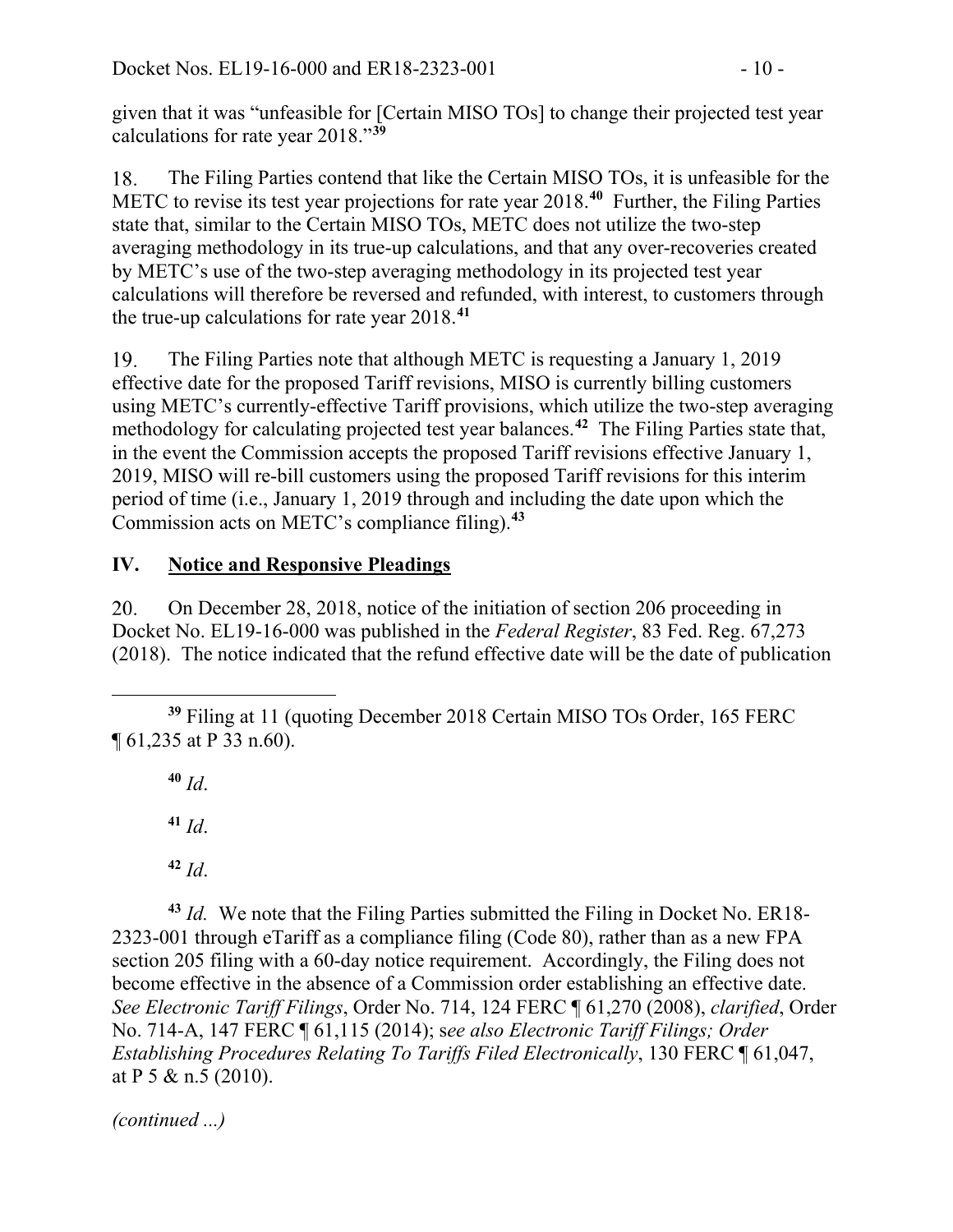given that it was "unfeasible for [Certain MISO TOs] to change their projected test year calculations for rate year 2018."[39]

18. The Filing Parties contend that like the Certain MISO TOs, it is unfeasible for the METC to revise its test year projections for rate year 2018.[40] Further, the Filing Parties state that, similar to the Certain MISO TOs, METC does not utilize the two-step averaging methodology in its true-up calculations, and that any over-recoveries created by METC's use of the two-step averaging methodology in its projected test year calculations will therefore be reversed and refunded, with interest, to customers through the true-up calculations for rate year 2018.[41]

19. The Filing Parties note that although METC is requesting a January 1, 2019 effective date for the proposed Tariff revisions, MISO is currently billing customers using METC's currently-effective Tariff provisions, which utilize the two-step averaging methodology for calculating projected test year balances.[42] The Filing Parties state that, in the event the Commission accepts the proposed Tariff revisions effective January 1, 2019, MISO will re-bill customers using the proposed Tariff revisions for this interim period of time (i.e., January 1, 2019 through and including the date upon which the Commission acts on METC's compliance filing).[43]

## IV. Notice and Responsive Pleadings

20. On December 28, 2018, notice of the initiation of section 206 proceeding in Docket No. EL19-16-000 was published in the *Federal Register*, 83 Fed. Reg. 67,273 (2018). The notice indicated that the refund effective date will be the date of publication

---

[39] Filing at 11 (quoting December 2018 Certain MISO TOs Order, 165 FERC ¶ 61,235 at P 33 n.60).

[40] *Id*.

[41] *Id*.

[42] *Id*.

[43] *Id.* We note that the Filing Parties submitted the Filing in Docket No. ER18-2323-001 through eTariff as a compliance filing (Code 80), rather than as a new FPA section 205 filing with a 60-day notice requirement. Accordingly, the Filing does not become effective in the absence of a Commission order establishing an effective date. *See Electronic Tariff Filings*, Order No. 714, 124 FERC ¶ 61,270 (2008), *clarified*, Order No. 714-A, 147 FERC ¶ 61,115 (2014); s*ee also Electronic Tariff Filings; Order Establishing Procedures Relating To Tariffs Filed Electronically*, 130 FERC ¶ 61,047, at P 5 & n.5 (2010).

*(continued ...)*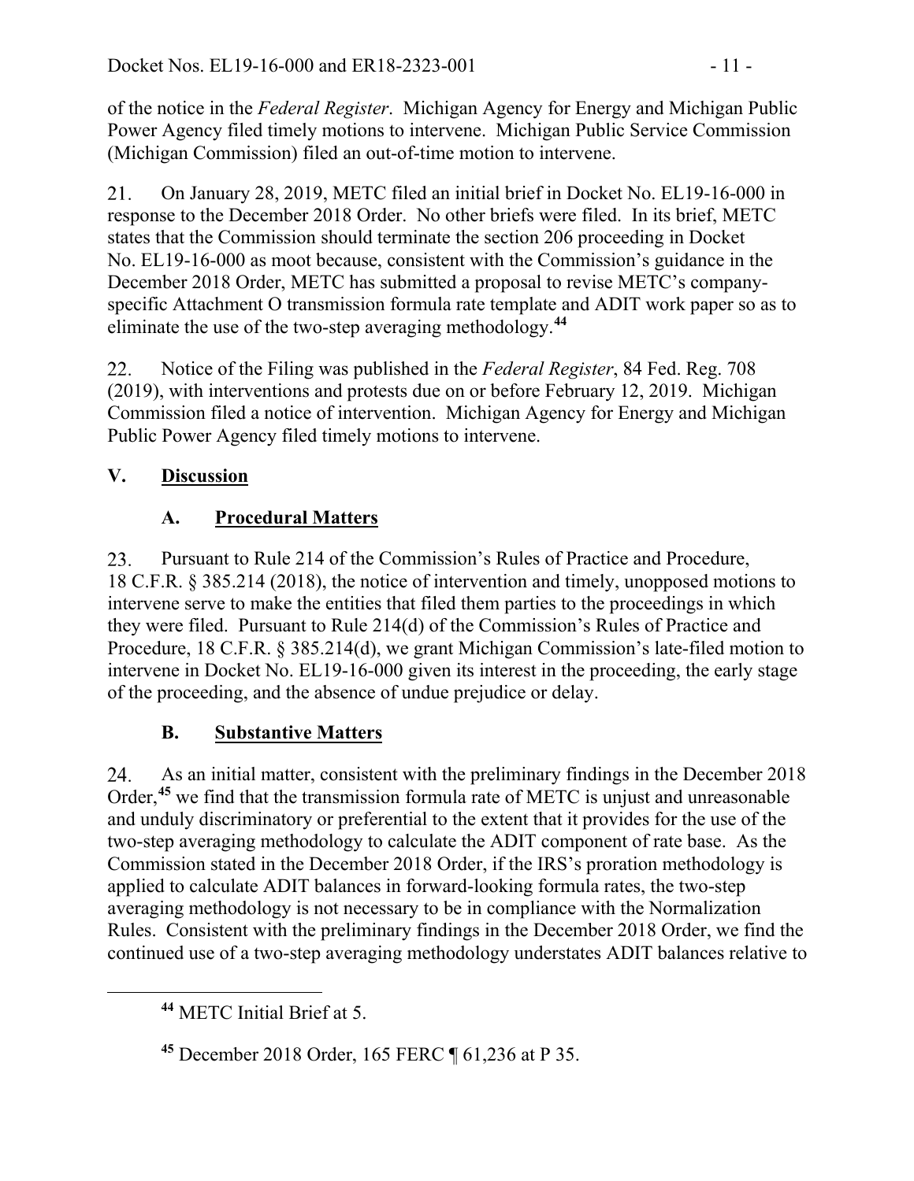of the notice in the *Federal Register*. Michigan Agency for Energy and Michigan Public Power Agency filed timely motions to intervene. Michigan Public Service Commission (Michigan Commission) filed an out-of-time motion to intervene.

21. On January 28, 2019, METC filed an initial brief in Docket No. EL19-16-000 in response to the December 2018 Order. No other briefs were filed. In its brief, METC states that the Commission should terminate the section 206 proceeding in Docket No. EL19-16-000 as moot because, consistent with the Commission's guidance in the December 2018 Order, METC has submitted a proposal to revise METC's company-specific Attachment O transmission formula rate template and ADIT work paper so as to eliminate the use of the two-step averaging methodology.[44]

22. Notice of the Filing was published in the *Federal Register*, 84 Fed. Reg. 708 (2019), with interventions and protests due on or before February 12, 2019. Michigan Commission filed a notice of intervention. Michigan Agency for Energy and Michigan Public Power Agency filed timely motions to intervene.

## V. Discussion

### A. Procedural Matters

23. Pursuant to Rule 214 of the Commission's Rules of Practice and Procedure, 18 C.F.R. § 385.214 (2018), the notice of intervention and timely, unopposed motions to intervene serve to make the entities that filed them parties to the proceedings in which they were filed. Pursuant to Rule 214(d) of the Commission's Rules of Practice and Procedure, 18 C.F.R. § 385.214(d), we grant Michigan Commission's late-filed motion to intervene in Docket No. EL19-16-000 given its interest in the proceeding, the early stage of the proceeding, and the absence of undue prejudice or delay.

### B. Substantive Matters

24. As an initial matter, consistent with the preliminary findings in the December 2018 Order,[45] we find that the transmission formula rate of METC is unjust and unreasonable and unduly discriminatory or preferential to the extent that it provides for the use of the two-step averaging methodology to calculate the ADIT component of rate base. As the Commission stated in the December 2018 Order, if the IRS's proration methodology is applied to calculate ADIT balances in forward-looking formula rates, the two-step averaging methodology is not necessary to be in compliance with the Normalization Rules. Consistent with the preliminary findings in the December 2018 Order, we find the continued use of a two-step averaging methodology understates ADIT balances relative to

[44] METC Initial Brief at 5.

[45] December 2018 Order, 165 FERC ¶ 61,236 at P 35.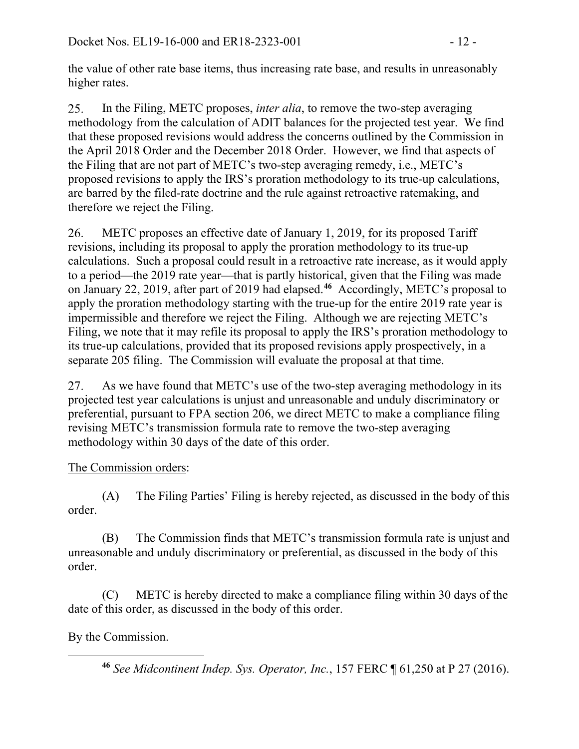the value of other rate base items, thus increasing rate base, and results in unreasonably higher rates.

25. In the Filing, METC proposes, *inter alia*, to remove the two-step averaging methodology from the calculation of ADIT balances for the projected test year. We find that these proposed revisions would address the concerns outlined by the Commission in the April 2018 Order and the December 2018 Order. However, we find that aspects of the Filing that are not part of METC's two-step averaging remedy, i.e., METC's proposed revisions to apply the IRS's proration methodology to its true-up calculations, are barred by the filed-rate doctrine and the rule against retroactive ratemaking, and therefore we reject the Filing.

26. METC proposes an effective date of January 1, 2019, for its proposed Tariff revisions, including its proposal to apply the proration methodology to its true-up calculations. Such a proposal could result in a retroactive rate increase, as it would apply to a period—the 2019 rate year—that is partly historical, given that the Filing was made on January 22, 2019, after part of 2019 had elapsed.[46] Accordingly, METC's proposal to apply the proration methodology starting with the true-up for the entire 2019 rate year is impermissible and therefore we reject the Filing. Although we are rejecting METC's Filing, we note that it may refile its proposal to apply the IRS's proration methodology to its true-up calculations, provided that its proposed revisions apply prospectively, in a separate 205 filing. The Commission will evaluate the proposal at that time.

27. As we have found that METC's use of the two-step averaging methodology in its projected test year calculations is unjust and unreasonable and unduly discriminatory or preferential, pursuant to FPA section 206, we direct METC to make a compliance filing revising METC's transmission formula rate to remove the two-step averaging methodology within 30 days of the date of this order.

The Commission orders:

(A) The Filing Parties' Filing is hereby rejected, as discussed in the body of this order.

(B) The Commission finds that METC's transmission formula rate is unjust and unreasonable and unduly discriminatory or preferential, as discussed in the body of this order.

(C) METC is hereby directed to make a compliance filing within 30 days of the date of this order, as discussed in the body of this order.

By the Commission.

---

[46] *See Midcontinent Indep. Sys. Operator, Inc.*, 157 FERC ¶ 61,250 at P 27 (2016).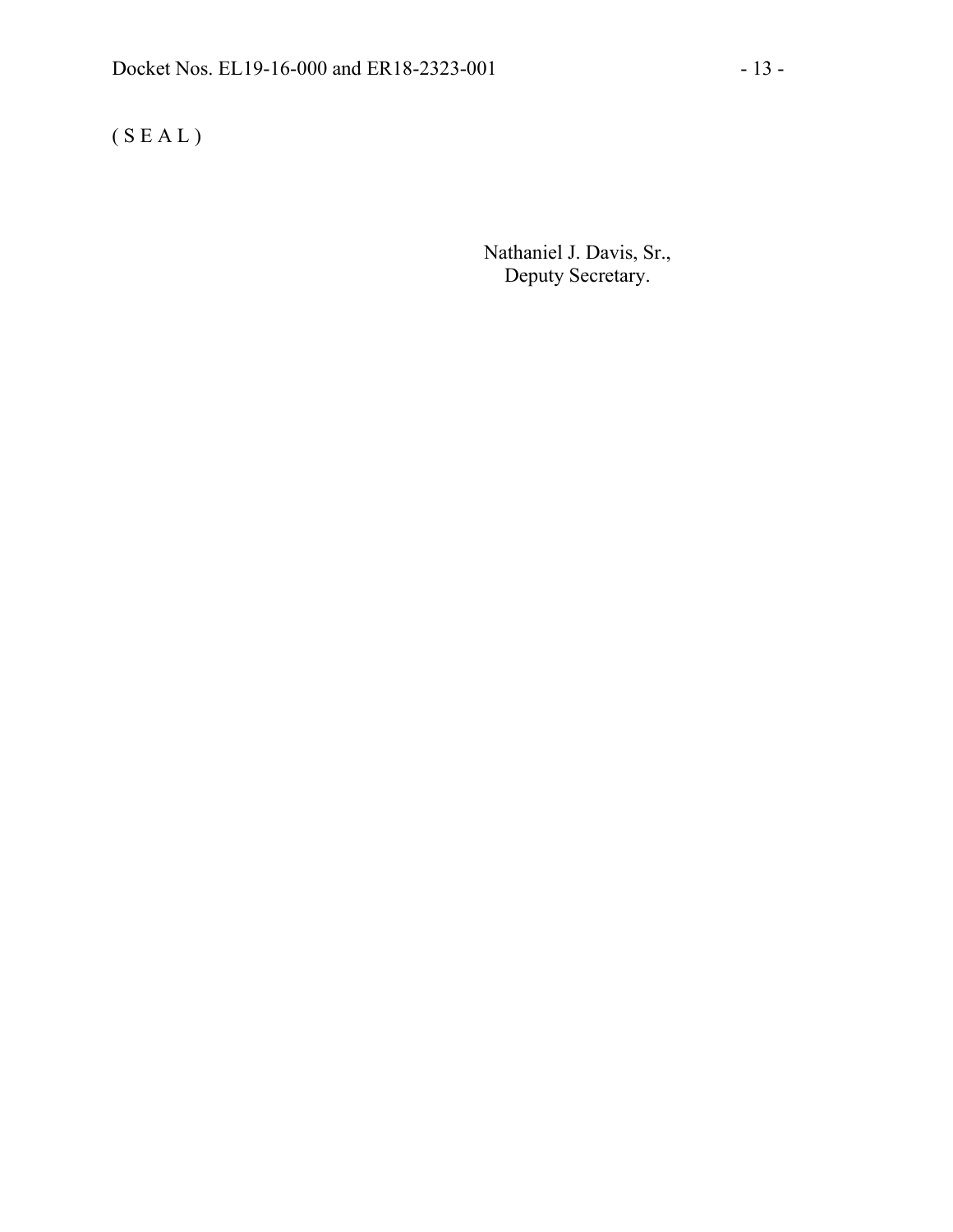( S E A L )

Nathaniel J. Davis, Sr.,  
Deputy Secretary.